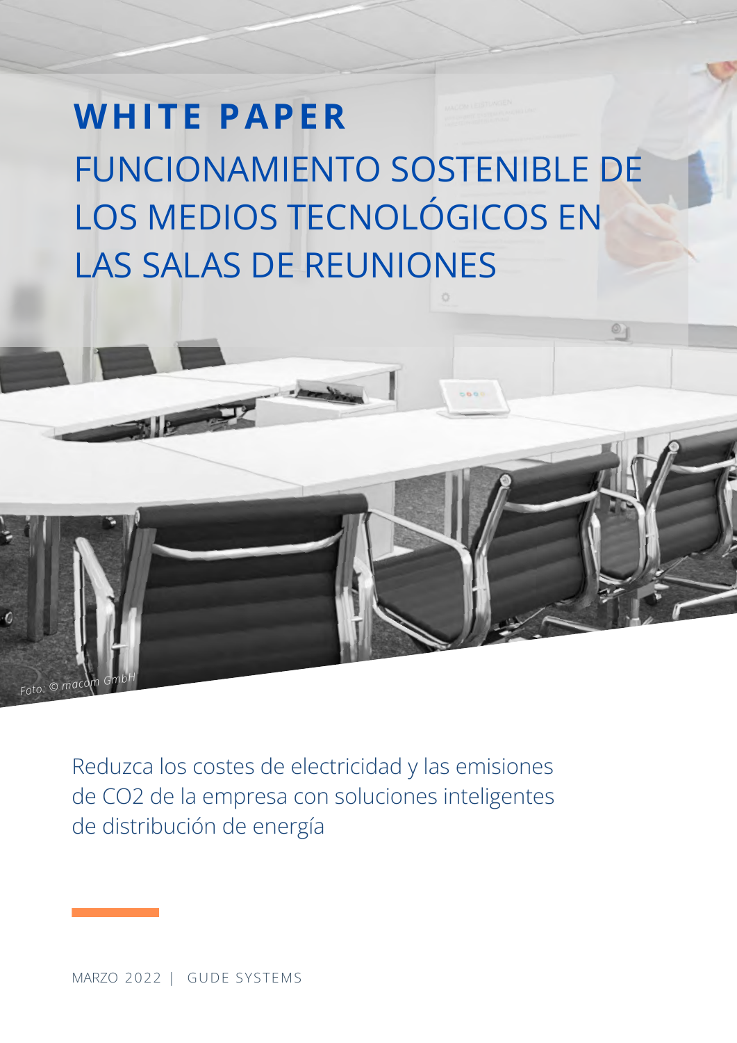# WHITE PAPER

# FUNCIONAMIENTO SOSTENIBLE DE LOS MEDIOS TECNOLÓGICOS EN LAS SALAS DE REUNIONES

*Foto: © macom GmbH*

Reduzca los costes de electricidad y las emisiones de $CO_2$ de la empresa con soluciones inteligentes de distribución de energía

MARZO 2022 | GUDE SYSTEMS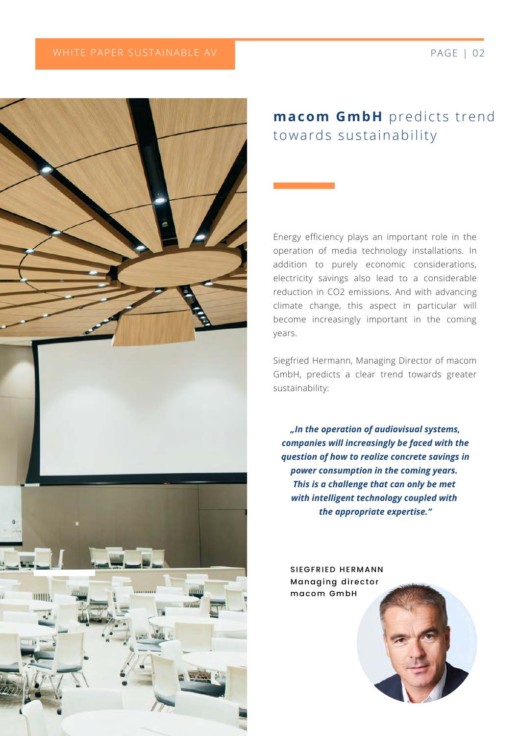## **macom GmbH** predicts trend towards sustainability

Energy efficiency plays an important role in the operation of media technology installations. In addition to purely economic considerations, electricity savings also lead to a considerable reduction in $CO_2$ emissions. And with advancing climate change, this aspect in particular will become increasingly important in the coming years.

Siegfried Hermann, Managing Director of macom GmbH, predicts a clear trend towards greater sustainability:

> ***„In the operation of audiovisual systems, companies will increasingly be faced with the question of how to realize concrete savings in power consumption in the coming years. This is a challenge that can only be met with intelligent technology coupled with the appropriate expertise.“***

SIEGFRIED HERMANN
Managing director
macom GmbH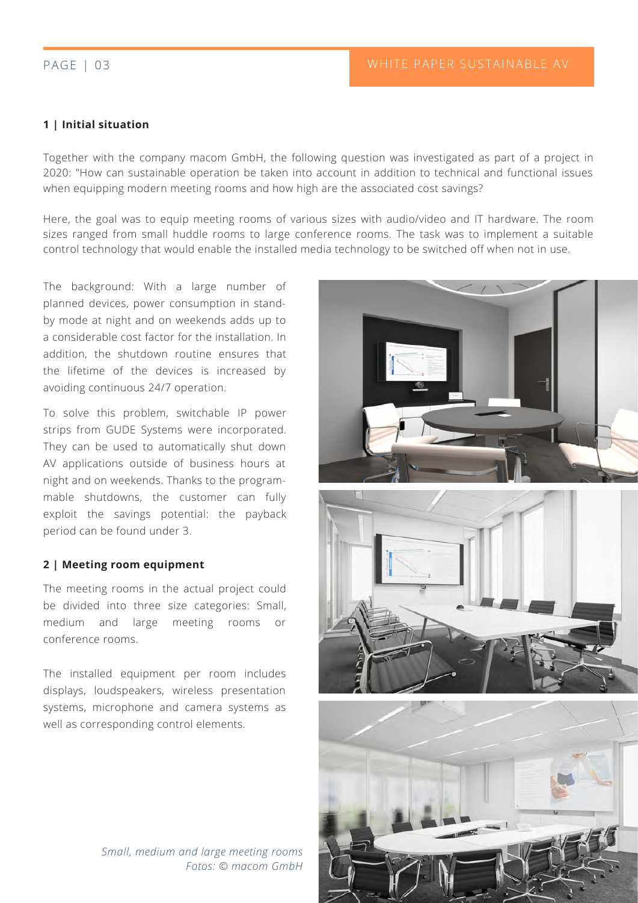## 1 | Initial situation

Together with the company macom GmbH, the following question was investigated as part of a project in 2020: "How can sustainable operation be taken into account in addition to technical and functional issues when equipping modern meeting rooms and how high are the associated cost savings?

Here, the goal was to equip meeting rooms of various sizes with audio/video and IT hardware. The room sizes ranged from small huddle rooms to large conference rooms. The task was to implement a suitable control technology that would enable the installed media technology to be switched off when not in use.

The background: With a large number of planned devices, power consumption in standby mode at night and on weekends adds up to a considerable cost factor for the installation. In addition, the shutdown routine ensures that the lifetime of the devices is increased by avoiding continuous 24/7 operation.

To solve this problem, switchable IP power strips from GUDE Systems were incorporated. They can be used to automatically shut down AV applications outside of business hours at night and on weekends. Thanks to the programmable shutdowns, the customer can fully exploit the savings potential: the payback period can be found under 3.

## 2 | Meeting room equipment

The meeting rooms in the actual project could be divided into three size categories: Small, medium and large meeting rooms or conference rooms.

The installed equipment per room includes displays, loudspeakers, wireless presentation systems, microphone and camera systems as well as corresponding control elements.

*Small, medium and large meeting rooms*
*Fotos: © macom GmbH*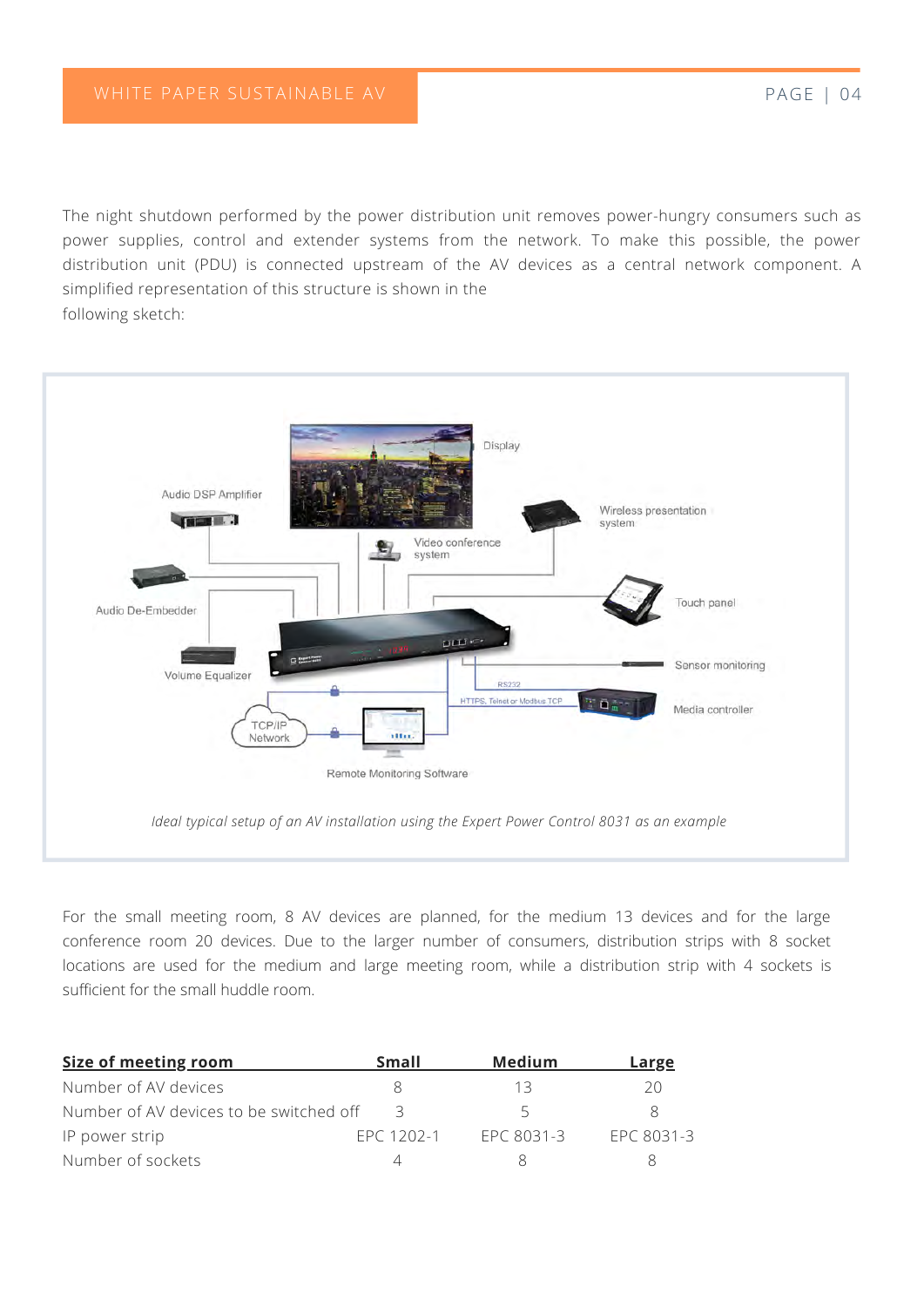The night shutdown performed by the power distribution unit removes power-hungry consumers such as power supplies, control and extender systems from the network. To make this possible, the power distribution unit (PDU) is connected upstream of the AV devices as a central network component. A simplified representation of this structure is shown in the following sketch:

*Ideal typical setup of an AV installation using the Expert Power Control 8031 as an example*

For the small meeting room, 8 AV devices are planned, for the medium 13 devices and for the large conference room 20 devices. Due to the larger number of consumers, distribution strips with 8 socket locations are used for the medium and large meeting room, while a distribution strip with 4 sockets is sufficient for the small huddle room.

| Size of meeting room | Small | Medium | Large |
|---|---|---|---|
| Number of AV devices | 8 | 13 | 20 |
| Number of AV devices to be switched off | 3 | 5 | 8 |
| IP power strip | EPC 1202-1 | EPC 8031-3 | EPC 8031-3 |
| Number of sockets | 4 | 8 | 8 |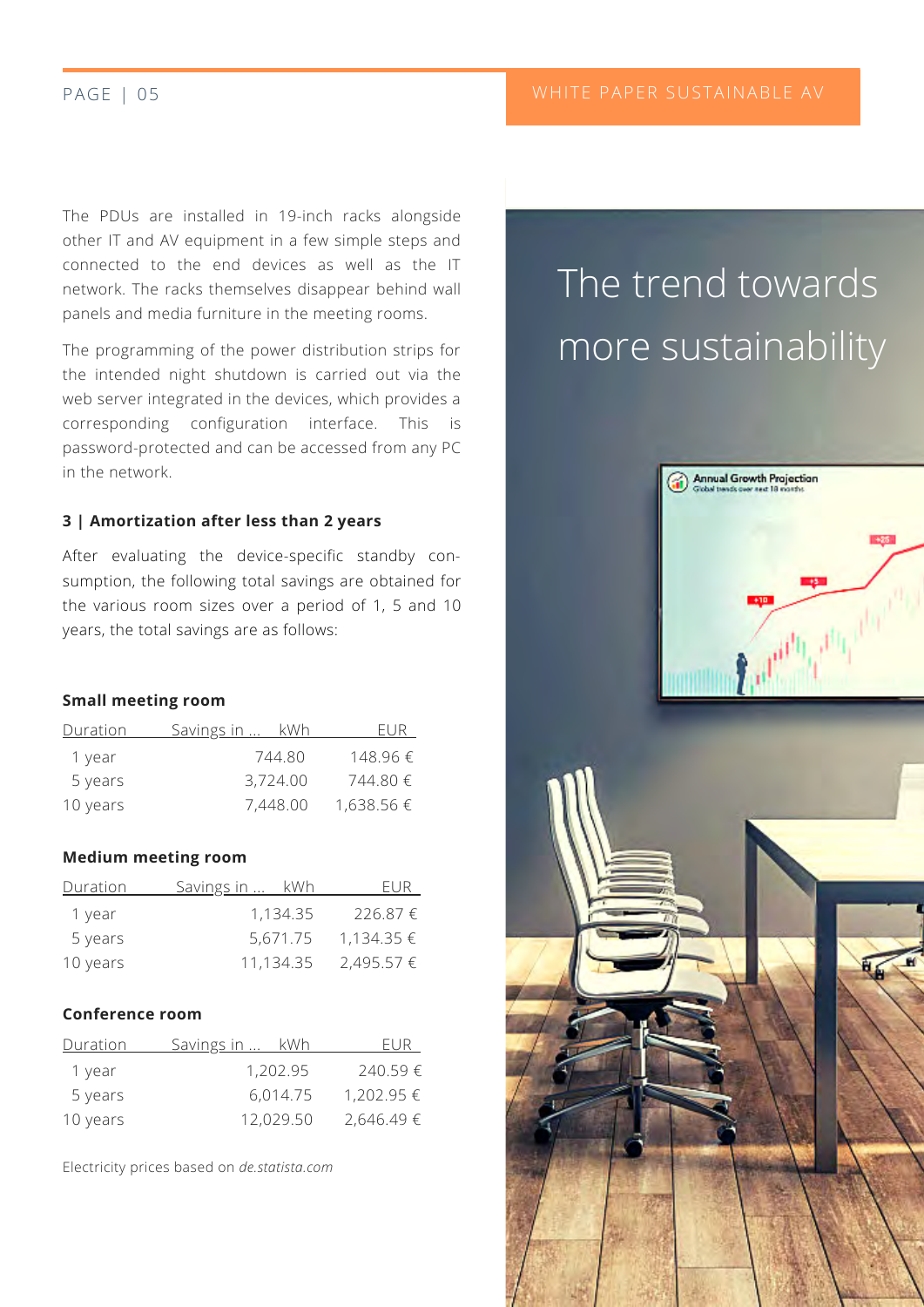The PDUs are installed in 19-inch racks alongside other IT and AV equipment in a few simple steps and connected to the end devices as well as the IT network. The racks themselves disappear behind wall panels and media furniture in the meeting rooms.

The programming of the power distribution strips for the intended night shutdown is carried out via the web server integrated in the devices, which provides a corresponding configuration interface. This is password-protected and can be accessed from any PC in the network.

### 3 | Amortization after less than 2 years

After evaluating the device-specific standby consumption, the following total savings are obtained for the various room sizes over a period of 1, 5 and 10 years, the total savings are as follows:

**Small meeting room**

| Duration | Savings in ... kWh | EUR |
|---|---|---|
| 1 year | 744.80 | 148.96 € |
| 5 years | 3,724.00 | 744.80 € |
| 10 years | 7,448.00 | 1,638.56 € |

**Medium meeting room**

| Duration | Savings in ... kWh | EUR |
|---|---|---|
| 1 year | 1,134.35 | 226.87 € |
| 5 years | 5,671.75 | 1,134.35 € |
| 10 years | 11,134.35 | 2,495.57 € |

**Conference room**

| Duration | Savings in ... kWh | EUR |
|---|---|---|
| 1 year | 1,202.95 | 240.59 € |
| 5 years | 6,014.75 | 1,202.95 € |
| 10 years | 12,029.50 | 2,646.49 € |

Electricity prices based on *de.statista.com*

# The trend towards more sustainability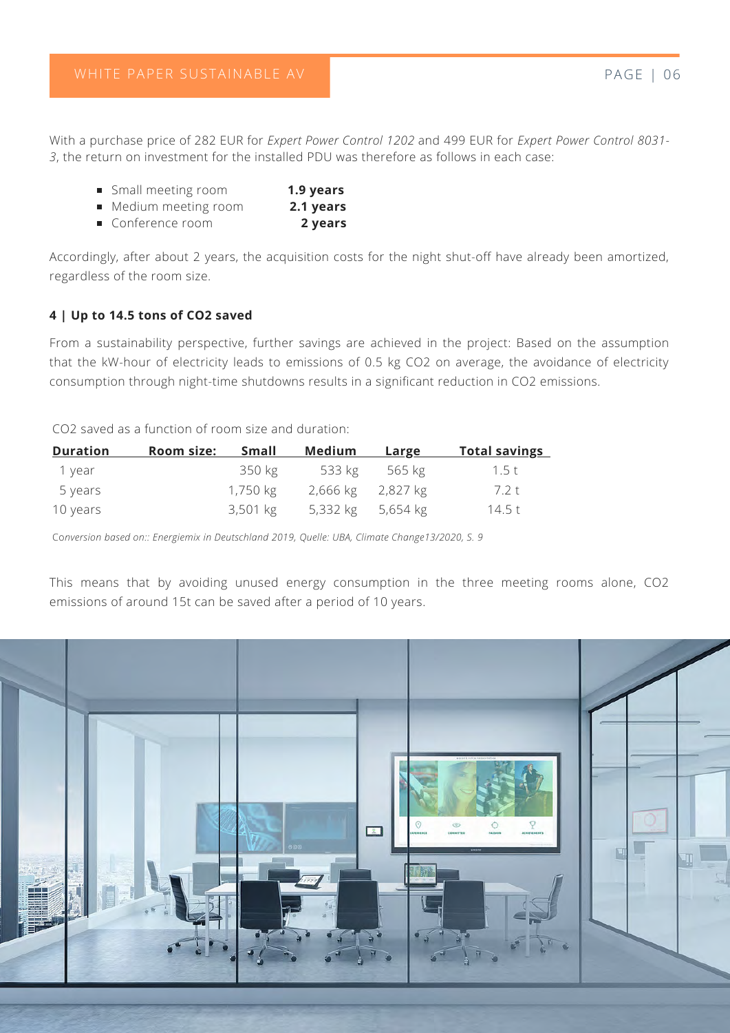With a purchase price of 282 EUR for *Expert Power Control 1202* and 499 EUR for *Expert Power Control 8031-3*, the return on investment for the installed PDU was therefore as follows in each case:

- Small meeting room **1.9 years**
- Medium meeting room **2.1 years**
- Conference room **2 years**

Accordingly, after about 2 years, the acquisition costs for the night shut-off have already been amortized, regardless of the room size.

**4 | Up to 14.5 tons of $CO_2$ saved**

From a sustainability perspective, further savings are achieved in the project: Based on the assumption that the kW-hour of electricity leads to emissions of 0.5 kg $CO_2$ on average, the avoidance of electricity consumption through night-time shutdowns results in a significant reduction in $CO_2$ emissions.

$CO_2$ saved as a function of room size and duration:

| Duration | Room size: | Small | Medium | Large | Total savings |
|---|---|---|---|---|---|
| 1 year | | 350 kg | 533 kg | 565 kg | 1.5 t |
| 5 years | | 1,750 kg | 2,666 kg | 2,827 kg | 7.2 t |
| 10 years | | 3,501 kg | 5,332 kg | 5,654 kg | 14.5 t |

C*onversion based on:: Energiemix in Deutschland 2019, Quelle: UBA, Climate Change13/2020, S. 9*

This means that by avoiding unused energy consumption in the three meeting rooms alone, $CO_2$ emissions of around 15t can be saved after a period of 10 years.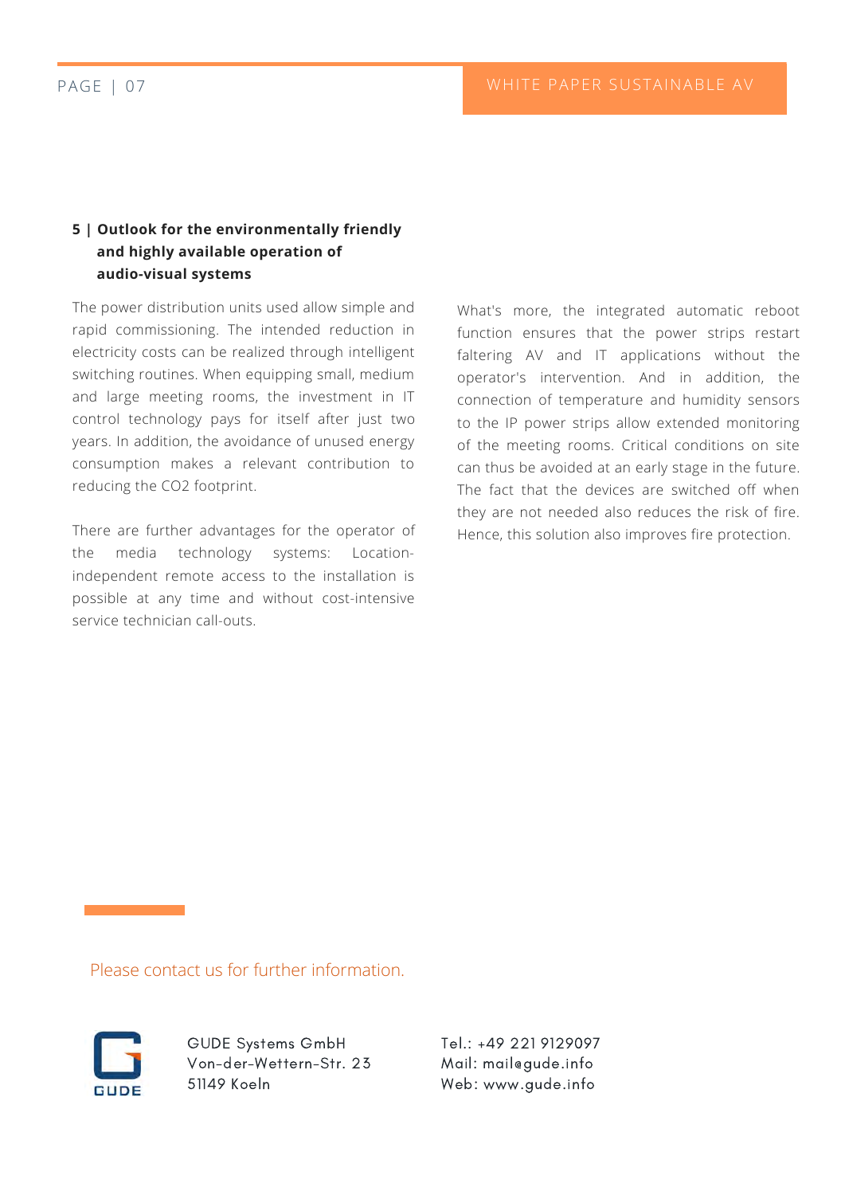## 5 | Outlook for the environmentally friendly and highly available operation of audio-visual systems

The power distribution units used allow simple and rapid commissioning. The intended reduction in electricity costs can be realized through intelligent switching routines. When equipping small, medium and large meeting rooms, the investment in IT control technology pays for itself after just two years. In addition, the avoidance of unused energy consumption makes a relevant contribution to reducing the $CO_2$ footprint.

There are further advantages for the operator of the media technology systems: Location-independent remote access to the installation is possible at any time and without cost-intensive service technician call-outs.

What's more, the integrated automatic reboot function ensures that the power strips restart faltering AV and IT applications without the operator's intervention. And in addition, the connection of temperature and humidity sensors to the IP power strips allow extended monitoring of the meeting rooms. Critical conditions on site can thus be avoided at an early stage in the future. The fact that the devices are switched off when they are not needed also reduces the risk of fire. Hence, this solution also improves fire protection.

Please contact us for further information.

GUDE

GUDE Systems GmbH
Von-der-Wettern-Str. 23
51149 Koeln

Tel.: +49 221 9129097
Mail: mail@gude.info
Web: www.gude.info